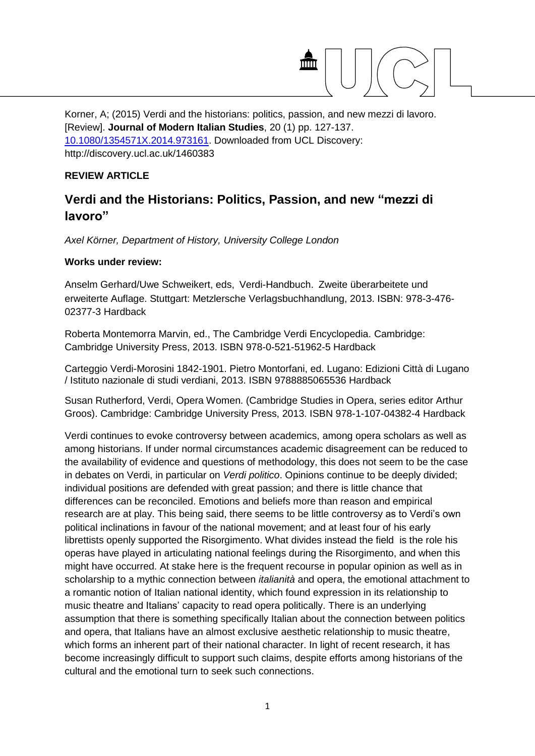Korner, A; (2015) Verdi and the historians: politics, passion, and new mezzi di lavoro. [Review]. **Journal of Modern Italian Studies**, 20 (1) pp. 127-137. 10.1080/1354571X.2014.973161. Downloaded from UCL Discovery: http://discovery.ucl.ac.uk/1460383

**REVIEW ARTICLE**

# Verdi and the Historians: Politics, Passion, and new "mezzi di lavoro"

*Axel Körner, Department of History, University College London*

**Works under review:**

Anselm Gerhard/Uwe Schweikert, eds, Verdi-Handbuch. Zweite überarbeitete und erweiterte Auflage. Stuttgart: Metzlersche Verlagsbuchhandlung, 2013. ISBN: 978-3-476-02377-3 Hardback

Roberta Montemorra Marvin, ed., The Cambridge Verdi Encyclopedia. Cambridge: Cambridge University Press, 2013. ISBN 978-0-521-51962-5 Hardback

Carteggio Verdi-Morosini 1842-1901. Pietro Montorfani, ed. Lugano: Edizioni Città di Lugano / Istituto nazionale di studi verdiani, 2013. ISBN 9788885065536 Hardback

Susan Rutherford, Verdi, Opera Women. (Cambridge Studies in Opera, series editor Arthur Groos). Cambridge: Cambridge University Press, 2013. ISBN 978-1-107-04382-4 Hardback

Verdi continues to evoke controversy between academics, among opera scholars as well as among historians. If under normal circumstances academic disagreement can be reduced to the availability of evidence and questions of methodology, this does not seem to be the case in debates on Verdi, in particular on *Verdi politico*. Opinions continue to be deeply divided; individual positions are defended with great passion; and there is little chance that differences can be reconciled. Emotions and beliefs more than reason and empirical research are at play. This being said, there seems to be little controversy as to Verdi's own political inclinations in favour of the national movement; and at least four of his early librettists openly supported the Risorgimento. What divides instead the field is the role his operas have played in articulating national feelings during the Risorgimento, and when this might have occurred. At stake here is the frequent recourse in popular opinion as well as in scholarship to a mythic connection between *italianità* and opera, the emotional attachment to a romantic notion of Italian national identity, which found expression in its relationship to music theatre and Italians' capacity to read opera politically. There is an underlying assumption that there is something specifically Italian about the connection between politics and opera, that Italians have an almost exclusive aesthetic relationship to music theatre, which forms an inherent part of their national character. In light of recent research, it has become increasingly difficult to support such claims, despite efforts among historians of the cultural and the emotional turn to seek such connections.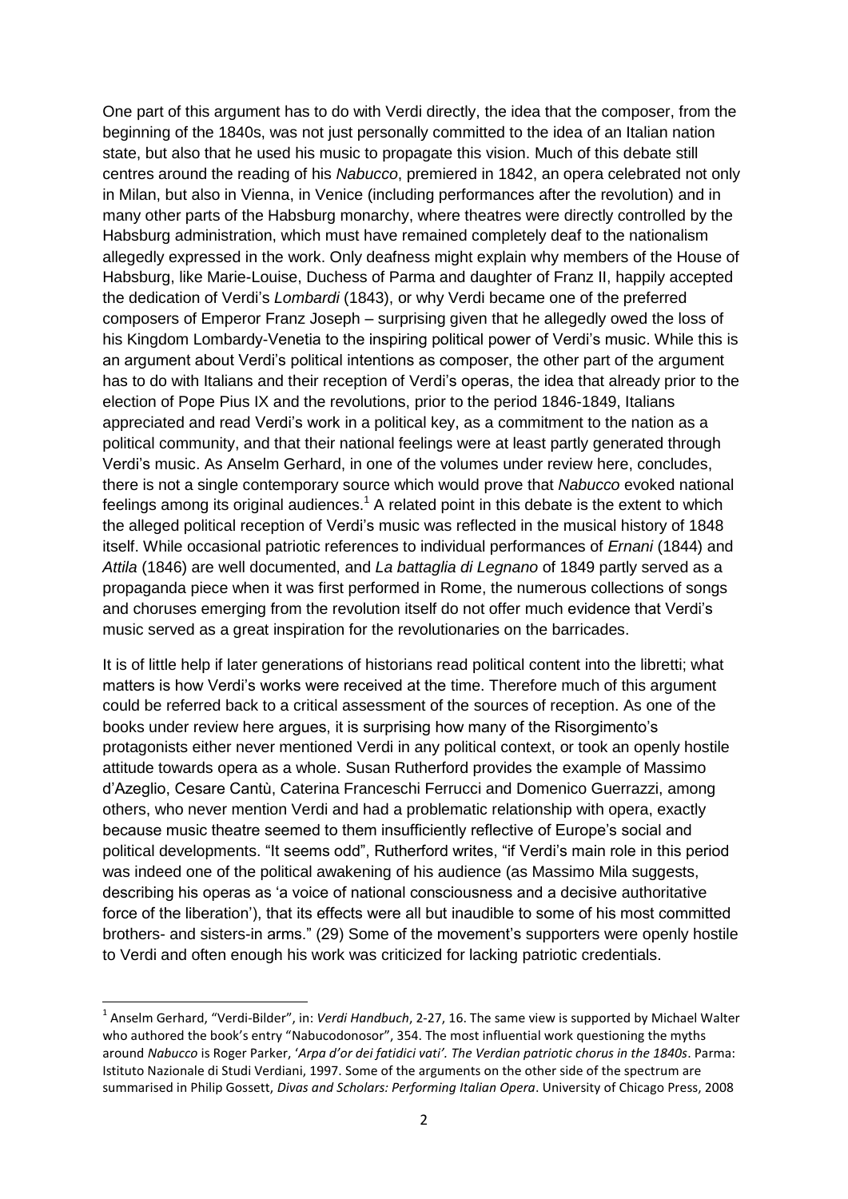One part of this argument has to do with Verdi directly, the idea that the composer, from the beginning of the 1840s, was not just personally committed to the idea of an Italian nation state, but also that he used his music to propagate this vision. Much of this debate still centres around the reading of his *Nabucco*, premiered in 1842, an opera celebrated not only in Milan, but also in Vienna, in Venice (including performances after the revolution) and in many other parts of the Habsburg monarchy, where theatres were directly controlled by the Habsburg administration, which must have remained completely deaf to the nationalism allegedly expressed in the work. Only deafness might explain why members of the House of Habsburg, like Marie-Louise, Duchess of Parma and daughter of Franz II, happily accepted the dedication of Verdi's *Lombardi* (1843), or why Verdi became one of the preferred composers of Emperor Franz Joseph – surprising given that he allegedly owed the loss of his Kingdom Lombardy-Venetia to the inspiring political power of Verdi's music. While this is an argument about Verdi's political intentions as composer, the other part of the argument has to do with Italians and their reception of Verdi's operas, the idea that already prior to the election of Pope Pius IX and the revolutions, prior to the period 1846-1849, Italians appreciated and read Verdi's work in a political key, as a commitment to the nation as a political community, and that their national feelings were at least partly generated through Verdi's music. As Anselm Gerhard, in one of the volumes under review here, concludes, there is not a single contemporary source which would prove that *Nabucco* evoked national feelings among its original audiences.[1] A related point in this debate is the extent to which the alleged political reception of Verdi's music was reflected in the musical history of 1848 itself. While occasional patriotic references to individual performances of *Ernani* (1844) and *Attila* (1846) are well documented, and *La battaglia di Legnano* of 1849 partly served as a propaganda piece when it was first performed in Rome, the numerous collections of songs and choruses emerging from the revolution itself do not offer much evidence that Verdi's music served as a great inspiration for the revolutionaries on the barricades.

It is of little help if later generations of historians read political content into the libretti; what matters is how Verdi's works were received at the time. Therefore much of this argument could be referred back to a critical assessment of the sources of reception. As one of the books under review here argues, it is surprising how many of the Risorgimento's protagonists either never mentioned Verdi in any political context, or took an openly hostile attitude towards opera as a whole. Susan Rutherford provides the example of Massimo d'Azeglio, Cesare Cantù, Caterina Franceschi Ferrucci and Domenico Guerrazzi, among others, who never mention Verdi and had a problematic relationship with opera, exactly because music theatre seemed to them insufficiently reflective of Europe's social and political developments. "It seems odd", Rutherford writes, "if Verdi's main role in this period was indeed one of the political awakening of his audience (as Massimo Mila suggests, describing his operas as 'a voice of national consciousness and a decisive authoritative force of the liberation'), that its effects were all but inaudible to some of his most committed brothers- and sisters-in arms." (29) Some of the movement's supporters were openly hostile to Verdi and often enough his work was criticized for lacking patriotic credentials.

---

[1] Anselm Gerhard, "Verdi-Bilder", in: *Verdi Handbuch*, 2-27, 16. The same view is supported by Michael Walter who authored the book's entry "Nabucodonosor", 354. The most influential work questioning the myths around *Nabucco* is Roger Parker, '*Arpa d'or dei fatidici vati'. The Verdian patriotic chorus in the 1840s*. Parma: Istituto Nazionale di Studi Verdiani, 1997. Some of the arguments on the other side of the spectrum are summarised in Philip Gossett, *Divas and Scholars: Performing Italian Opera*. University of Chicago Press, 2008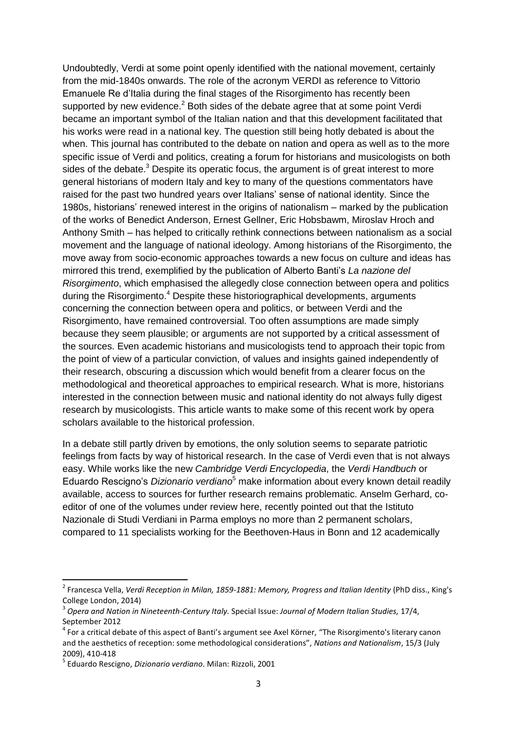Undoubtedly, Verdi at some point openly identified with the national movement, certainly from the mid-1840s onwards. The role of the acronym VERDI as reference to Vittorio Emanuele Re d'Italia during the final stages of the Risorgimento has recently been supported by new evidence.[2] Both sides of the debate agree that at some point Verdi became an important symbol of the Italian nation and that this development facilitated that his works were read in a national key. The question still being hotly debated is about the when. This journal has contributed to the debate on nation and opera as well as to the more specific issue of Verdi and politics, creating a forum for historians and musicologists on both sides of the debate.[3] Despite its operatic focus, the argument is of great interest to more general historians of modern Italy and key to many of the questions commentators have raised for the past two hundred years over Italians' sense of national identity. Since the 1980s, historians' renewed interest in the origins of nationalism – marked by the publication of the works of Benedict Anderson, Ernest Gellner, Eric Hobsbawm, Miroslav Hroch and Anthony Smith – has helped to critically rethink connections between nationalism as a social movement and the language of national ideology. Among historians of the Risorgimento, the move away from socio-economic approaches towards a new focus on culture and ideas has mirrored this trend, exemplified by the publication of Alberto Banti's *La nazione del Risorgimento*, which emphasised the allegedly close connection between opera and politics during the Risorgimento.[4] Despite these historiographical developments, arguments concerning the connection between opera and politics, or between Verdi and the Risorgimento, have remained controversial. Too often assumptions are made simply because they seem plausible; or arguments are not supported by a critical assessment of the sources. Even academic historians and musicologists tend to approach their topic from the point of view of a particular conviction, of values and insights gained independently of their research, obscuring a discussion which would benefit from a clearer focus on the methodological and theoretical approaches to empirical research. What is more, historians interested in the connection between music and national identity do not always fully digest research by musicologists. This article wants to make some of this recent work by opera scholars available to the historical profession.

In a debate still partly driven by emotions, the only solution seems to separate patriotic feelings from facts by way of historical research. In the case of Verdi even that is not always easy. While works like the new *Cambridge Verdi Encyclopedia*, the *Verdi Handbuch* or Eduardo Rescigno's *Dizionario verdiano*[5] make information about every known detail readily available, access to sources for further research remains problematic. Anselm Gerhard, co-editor of one of the volumes under review here, recently pointed out that the Istituto Nazionale di Studi Verdiani in Parma employs no more than 2 permanent scholars, compared to 11 specialists working for the Beethoven-Haus in Bonn and 12 academically

---

[2] Francesca Vella, *Verdi Reception in Milan, 1859-1881: Memory, Progress and Italian Identity* (PhD diss., King's College London, 2014)

[3] *Opera and Nation in Nineteenth-Century Italy.* Special Issue: *Journal of Modern Italian Studies,* 17/4, September 2012

[4] For a critical debate of this aspect of Banti's argument see Axel Körner, "The Risorgimento's literary canon and the aesthetics of reception: some methodological considerations", *Nations and Nationalism*, 15/3 (July 2009), 410-418

[5] Eduardo Rescigno, *Dizionario verdiano*. Milan: Rizzoli, 2001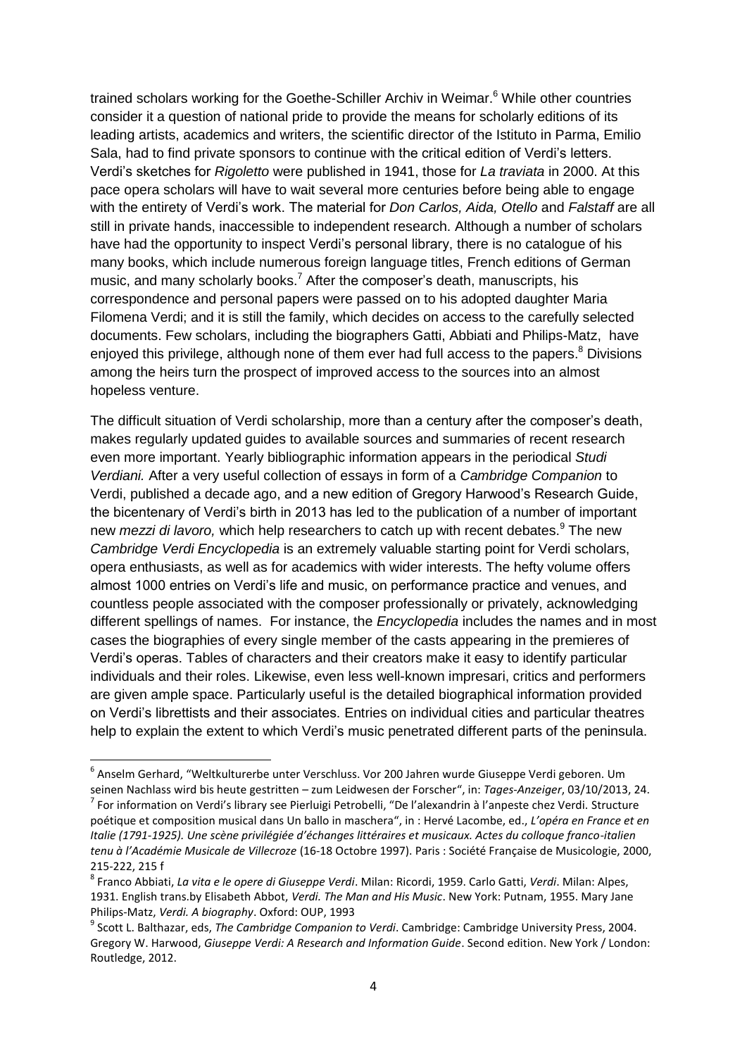trained scholars working for the Goethe-Schiller Archiv in Weimar.[6] While other countries consider it a question of national pride to provide the means for scholarly editions of its leading artists, academics and writers, the scientific director of the Istituto in Parma, Emilio Sala, had to find private sponsors to continue with the critical edition of Verdi's letters. Verdi's sketches for *Rigoletto* were published in 1941, those for *La traviata* in 2000. At this pace opera scholars will have to wait several more centuries before being able to engage with the entirety of Verdi's work. The material for *Don Carlos, Aida, Otello* and *Falstaff* are all still in private hands, inaccessible to independent research. Although a number of scholars have had the opportunity to inspect Verdi's personal library, there is no catalogue of his many books, which include numerous foreign language titles, French editions of German music, and many scholarly books.[7] After the composer's death, manuscripts, his correspondence and personal papers were passed on to his adopted daughter Maria Filomena Verdi; and it is still the family, which decides on access to the carefully selected documents. Few scholars, including the biographers Gatti, Abbiati and Philips-Matz, have enjoyed this privilege, although none of them ever had full access to the papers.[8] Divisions among the heirs turn the prospect of improved access to the sources into an almost hopeless venture.

The difficult situation of Verdi scholarship, more than a century after the composer's death, makes regularly updated guides to available sources and summaries of recent research even more important. Yearly bibliographic information appears in the periodical *Studi Verdiani.* After a very useful collection of essays in form of a *Cambridge Companion* to Verdi, published a decade ago, and a new edition of Gregory Harwood's Research Guide, the bicentenary of Verdi's birth in 2013 has led to the publication of a number of important new *mezzi di lavoro,* which help researchers to catch up with recent debates.[9] The new *Cambridge Verdi Encyclopedia* is an extremely valuable starting point for Verdi scholars, opera enthusiasts, as well as for academics with wider interests. The hefty volume offers almost 1000 entries on Verdi's life and music, on performance practice and venues, and countless people associated with the composer professionally or privately, acknowledging different spellings of names. For instance, the *Encyclopedia* includes the names and in most cases the biographies of every single member of the casts appearing in the premieres of Verdi's operas. Tables of characters and their creators make it easy to identify particular individuals and their roles. Likewise, even less well-known impresari, critics and performers are given ample space. Particularly useful is the detailed biographical information provided on Verdi's librettists and their associates. Entries on individual cities and particular theatres help to explain the extent to which Verdi's music penetrated different parts of the peninsula.

---

[6] Anselm Gerhard, "Weltkulturerbe unter Verschluss. Vor 200 Jahren wurde Giuseppe Verdi geboren. Um seinen Nachlass wird bis heute gestritten – zum Leidwesen der Forscher", in: *Tages-Anzeiger*, 03/10/2013, 24.

[7] For information on Verdi's library see Pierluigi Petrobelli, "De l'alexandrin à l'anpeste chez Verdi. Structure poétique et composition musical dans Un ballo in maschera", in : Hervé Lacombe, ed., *L'opéra en France et en Italie (1791-1925). Une scène privilégiée d'échanges littéraires et musicaux. Actes du colloque franco-italien tenu à l'Académie Musicale de Villecroze* (16-18 Octobre 1997). Paris : Société Française de Musicologie, 2000, 215-222, 215 f

[8] Franco Abbiati, *La vita e le opere di Giuseppe Verdi*. Milan: Ricordi, 1959. Carlo Gatti, *Verdi*. Milan: Alpes, 1931. English trans.by Elisabeth Abbot, *Verdi. The Man and His Music*. New York: Putnam, 1955. Mary Jane Philips-Matz, *Verdi. A biography*. Oxford: OUP, 1993

[9] Scott L. Balthazar, eds, *The Cambridge Companion to Verdi*. Cambridge: Cambridge University Press, 2004. Gregory W. Harwood, *Giuseppe Verdi: A Research and Information Guide*. Second edition. New York / London: Routledge, 2012.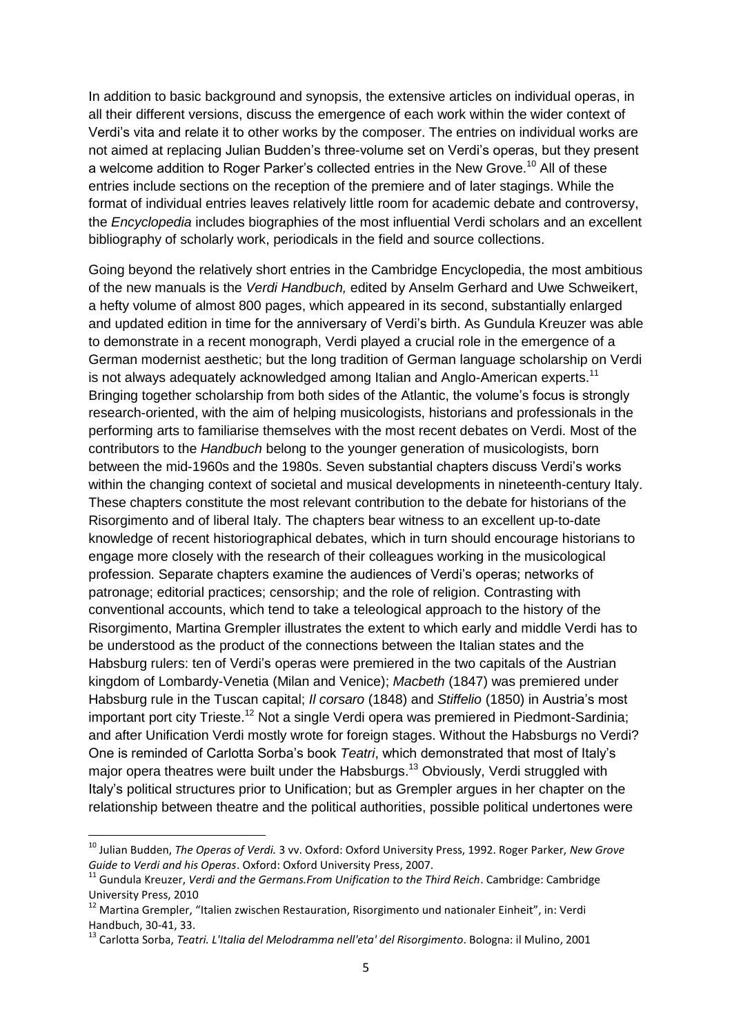In addition to basic background and synopsis, the extensive articles on individual operas, in all their different versions, discuss the emergence of each work within the wider context of Verdi's vita and relate it to other works by the composer. The entries on individual works are not aimed at replacing Julian Budden's three-volume set on Verdi's operas, but they present a welcome addition to Roger Parker's collected entries in the New Grove.[10] All of these entries include sections on the reception of the premiere and of later stagings. While the format of individual entries leaves relatively little room for academic debate and controversy, the *Encyclopedia* includes biographies of the most influential Verdi scholars and an excellent bibliography of scholarly work, periodicals in the field and source collections.

Going beyond the relatively short entries in the Cambridge Encyclopedia, the most ambitious of the new manuals is the *Verdi Handbuch,* edited by Anselm Gerhard and Uwe Schweikert, a hefty volume of almost 800 pages, which appeared in its second, substantially enlarged and updated edition in time for the anniversary of Verdi's birth. As Gundula Kreuzer was able to demonstrate in a recent monograph, Verdi played a crucial role in the emergence of a German modernist aesthetic; but the long tradition of German language scholarship on Verdi is not always adequately acknowledged among Italian and Anglo-American experts.[11] Bringing together scholarship from both sides of the Atlantic, the volume's focus is strongly research-oriented, with the aim of helping musicologists, historians and professionals in the performing arts to familiarise themselves with the most recent debates on Verdi. Most of the contributors to the *Handbuch* belong to the younger generation of musicologists, born between the mid-1960s and the 1980s. Seven substantial chapters discuss Verdi's works within the changing context of societal and musical developments in nineteenth-century Italy. These chapters constitute the most relevant contribution to the debate for historians of the Risorgimento and of liberal Italy. The chapters bear witness to an excellent up-to-date knowledge of recent historiographical debates, which in turn should encourage historians to engage more closely with the research of their colleagues working in the musicological profession. Separate chapters examine the audiences of Verdi's operas; networks of patronage; editorial practices; censorship; and the role of religion. Contrasting with conventional accounts, which tend to take a teleological approach to the history of the Risorgimento, Martina Grempler illustrates the extent to which early and middle Verdi has to be understood as the product of the connections between the Italian states and the Habsburg rulers: ten of Verdi's operas were premiered in the two capitals of the Austrian kingdom of Lombardy-Venetia (Milan and Venice); *Macbeth* (1847) was premiered under Habsburg rule in the Tuscan capital; *Il corsaro* (1848) and *Stiffelio* (1850) in Austria's most important port city Trieste.[12] Not a single Verdi opera was premiered in Piedmont-Sardinia; and after Unification Verdi mostly wrote for foreign stages. Without the Habsburgs no Verdi? One is reminded of Carlotta Sorba's book *Teatri*, which demonstrated that most of Italy's major opera theatres were built under the Habsburgs.[13] Obviously, Verdi struggled with Italy's political structures prior to Unification; but as Grempler argues in her chapter on the relationship between theatre and the political authorities, possible political undertones were

---

[10] Julian Budden, *The Operas of Verdi.* 3 vv. Oxford: Oxford University Press, 1992. Roger Parker, *New Grove Guide to Verdi and his Operas*. Oxford: Oxford University Press, 2007.

[11] Gundula Kreuzer, *Verdi and the Germans.From Unification to the Third Reich*. Cambridge: Cambridge University Press, 2010

[12] Martina Grempler, "Italien zwischen Restauration, Risorgimento und nationaler Einheit", in: Verdi Handbuch, 30-41, 33.

[13] Carlotta Sorba, *Teatri. L'Italia del Melodramma nell'eta' del Risorgimento*. Bologna: il Mulino, 2001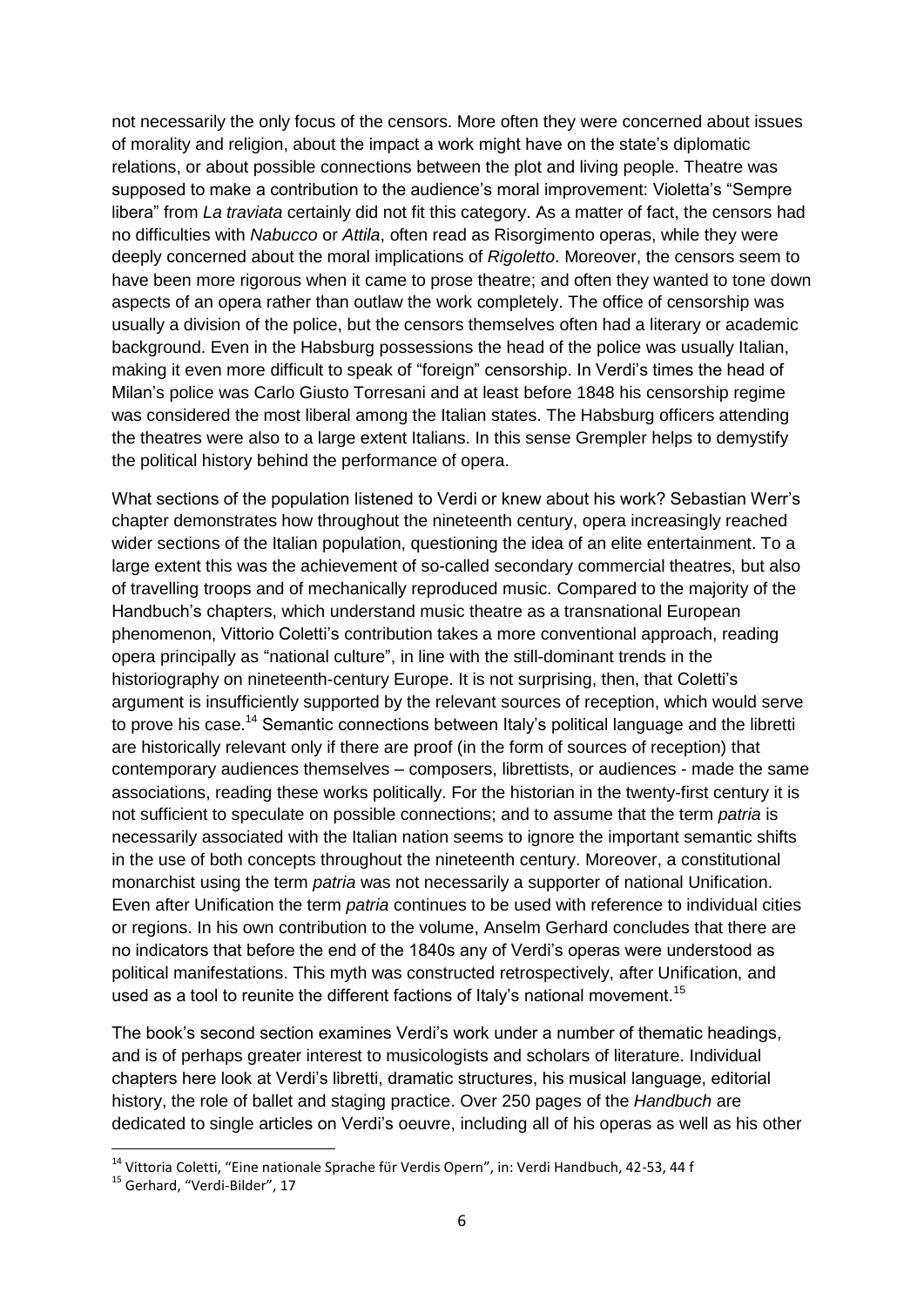not necessarily the only focus of the censors. More often they were concerned about issues of morality and religion, about the impact a work might have on the state's diplomatic relations, or about possible connections between the plot and living people. Theatre was supposed to make a contribution to the audience's moral improvement: Violetta's "Sempre libera" from *La traviata* certainly did not fit this category. As a matter of fact, the censors had no difficulties with *Nabucco* or *Attila*, often read as Risorgimento operas, while they were deeply concerned about the moral implications of *Rigoletto*. Moreover, the censors seem to have been more rigorous when it came to prose theatre; and often they wanted to tone down aspects of an opera rather than outlaw the work completely. The office of censorship was usually a division of the police, but the censors themselves often had a literary or academic background. Even in the Habsburg possessions the head of the police was usually Italian, making it even more difficult to speak of "foreign" censorship. In Verdi's times the head of Milan's police was Carlo Giusto Torresani and at least before 1848 his censorship regime was considered the most liberal among the Italian states. The Habsburg officers attending the theatres were also to a large extent Italians. In this sense Grempler helps to demystify the political history behind the performance of opera.

What sections of the population listened to Verdi or knew about his work? Sebastian Werr's chapter demonstrates how throughout the nineteenth century, opera increasingly reached wider sections of the Italian population, questioning the idea of an elite entertainment. To a large extent this was the achievement of so-called secondary commercial theatres, but also of travelling troops and of mechanically reproduced music. Compared to the majority of the Handbuch's chapters, which understand music theatre as a transnational European phenomenon, Vittorio Coletti's contribution takes a more conventional approach, reading opera principally as "national culture", in line with the still-dominant trends in the historiography on nineteenth-century Europe. It is not surprising, then, that Coletti's argument is insufficiently supported by the relevant sources of reception, which would serve to prove his case.[14] Semantic connections between Italy's political language and the libretti are historically relevant only if there are proof (in the form of sources of reception) that contemporary audiences themselves – composers, librettists, or audiences - made the same associations, reading these works politically. For the historian in the twenty-first century it is not sufficient to speculate on possible connections; and to assume that the term *patria* is necessarily associated with the Italian nation seems to ignore the important semantic shifts in the use of both concepts throughout the nineteenth century. Moreover, a constitutional monarchist using the term *patria* was not necessarily a supporter of national Unification. Even after Unification the term *patria* continues to be used with reference to individual cities or regions. In his own contribution to the volume, Anselm Gerhard concludes that there are no indicators that before the end of the 1840s any of Verdi's operas were understood as political manifestations. This myth was constructed retrospectively, after Unification, and used as a tool to reunite the different factions of Italy's national movement.[15]

The book's second section examines Verdi's work under a number of thematic headings, and is of perhaps greater interest to musicologists and scholars of literature. Individual chapters here look at Verdi's libretti, dramatic structures, his musical language, editorial history, the role of ballet and staging practice. Over 250 pages of the *Handbuch* are dedicated to single articles on Verdi's oeuvre, including all of his operas as well as his other

---

[14] Vittoria Coletti, "Eine nationale Sprache für Verdis Opern", in: Verdi Handbuch, 42-53, 44 f

[15] Gerhard, "Verdi-Bilder", 17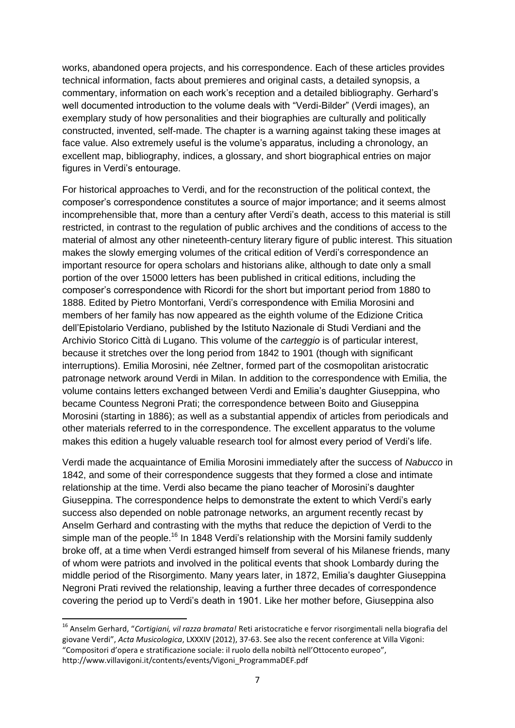works, abandoned opera projects, and his correspondence. Each of these articles provides technical information, facts about premieres and original casts, a detailed synopsis, a commentary, information on each work's reception and a detailed bibliography. Gerhard's well documented introduction to the volume deals with "Verdi-Bilder" (Verdi images), an exemplary study of how personalities and their biographies are culturally and politically constructed, invented, self-made. The chapter is a warning against taking these images at face value. Also extremely useful is the volume's apparatus, including a chronology, an excellent map, bibliography, indices, a glossary, and short biographical entries on major figures in Verdi's entourage.

For historical approaches to Verdi, and for the reconstruction of the political context, the composer's correspondence constitutes a source of major importance; and it seems almost incomprehensible that, more than a century after Verdi's death, access to this material is still restricted, in contrast to the regulation of public archives and the conditions of access to the material of almost any other nineteenth-century literary figure of public interest. This situation makes the slowly emerging volumes of the critical edition of Verdi's correspondence an important resource for opera scholars and historians alike, although to date only a small portion of the over 15000 letters has been published in critical editions, including the composer's correspondence with Ricordi for the short but important period from 1880 to 1888. Edited by Pietro Montorfani, Verdi's correspondence with Emilia Morosini and members of her family has now appeared as the eighth volume of the Edizione Critica dell'Epistolario Verdiano, published by the Istituto Nazionale di Studi Verdiani and the Archivio Storico Città di Lugano. This volume of the *carteggio* is of particular interest, because it stretches over the long period from 1842 to 1901 (though with significant interruptions). Emilia Morosini, née Zeltner, formed part of the cosmopolitan aristocratic patronage network around Verdi in Milan. In addition to the correspondence with Emilia, the volume contains letters exchanged between Verdi and Emilia's daughter Giuseppina, who became Countess Negroni Prati; the correspondence between Boito and Giuseppina Morosini (starting in 1886); as well as a substantial appendix of articles from periodicals and other materials referred to in the correspondence. The excellent apparatus to the volume makes this edition a hugely valuable research tool for almost every period of Verdi's life.

Verdi made the acquaintance of Emilia Morosini immediately after the success of *Nabucco* in 1842, and some of their correspondence suggests that they formed a close and intimate relationship at the time. Verdi also became the piano teacher of Morosini's daughter Giuseppina. The correspondence helps to demonstrate the extent to which Verdi's early success also depended on noble patronage networks, an argument recently recast by Anselm Gerhard and contrasting with the myths that reduce the depiction of Verdi to the simple man of the people.[16] In 1848 Verdi's relationship with the Morsini family suddenly broke off, at a time when Verdi estranged himself from several of his Milanese friends, many of whom were patriots and involved in the political events that shook Lombardy during the middle period of the Risorgimento. Many years later, in 1872, Emilia's daughter Giuseppina Negroni Prati revived the relationship, leaving a further three decades of correspondence covering the period up to Verdi's death in 1901. Like her mother before, Giuseppina also

---

[16] Anselm Gerhard, "*Cortigiani, vil razza bramata!* Reti aristocratiche e fervor risorgimentali nella biografia del giovane Verdi", *Acta Musicologica*, LXXXIV (2012), 37-63. See also the recent conference at Villa Vigoni: "Compositori d'opera e stratificazione sociale: il ruolo della nobiltà nell'Ottocento europeo", http://www.villavigoni.it/contents/events/Vigoni_ProgrammaDEF.pdf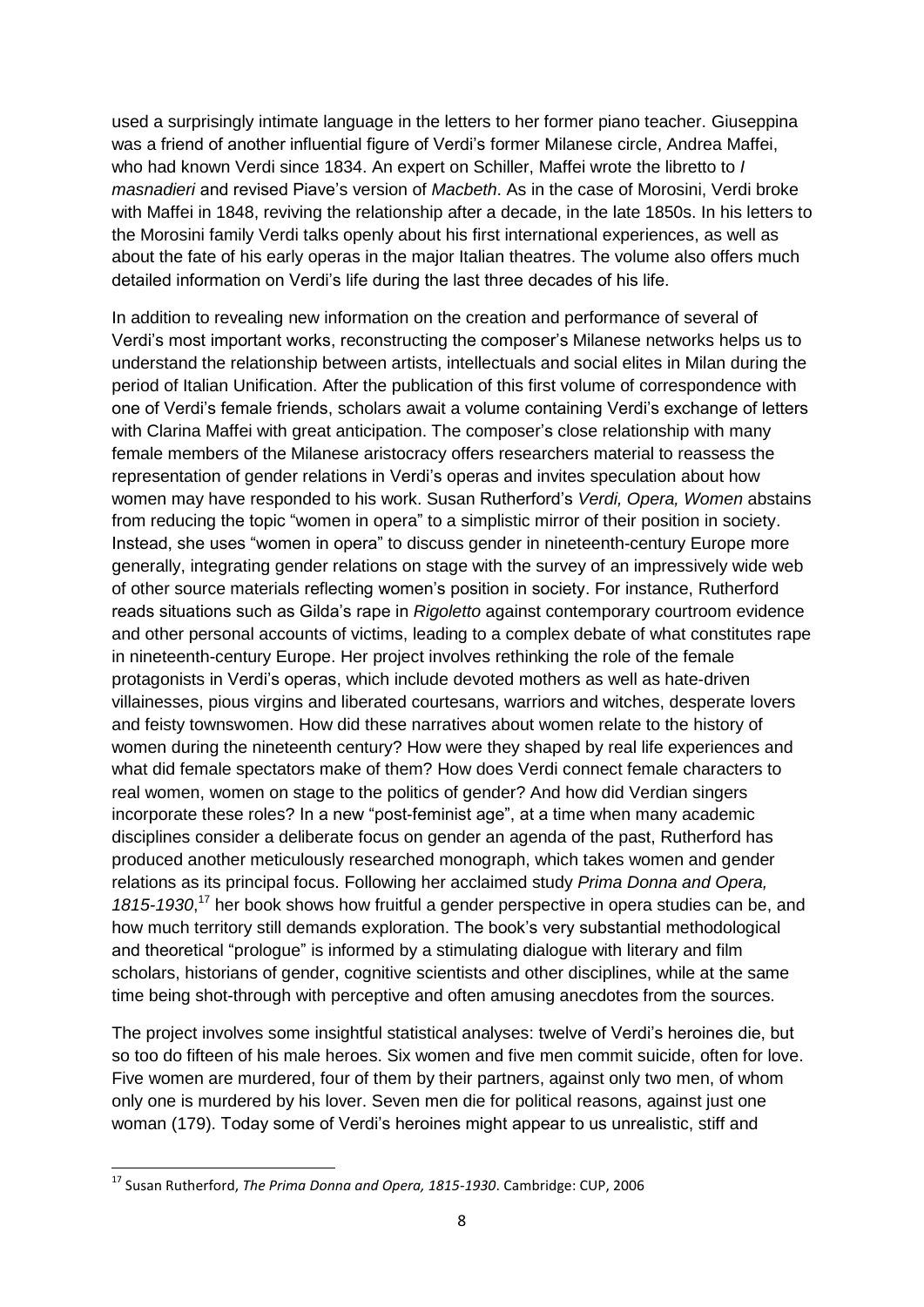used a surprisingly intimate language in the letters to her former piano teacher. Giuseppina was a friend of another influential figure of Verdi's former Milanese circle, Andrea Maffei, who had known Verdi since 1834. An expert on Schiller, Maffei wrote the libretto to *I masnadieri* and revised Piave's version of *Macbeth*. As in the case of Morosini, Verdi broke with Maffei in 1848, reviving the relationship after a decade, in the late 1850s. In his letters to the Morosini family Verdi talks openly about his first international experiences, as well as about the fate of his early operas in the major Italian theatres. The volume also offers much detailed information on Verdi's life during the last three decades of his life.

In addition to revealing new information on the creation and performance of several of Verdi's most important works, reconstructing the composer's Milanese networks helps us to understand the relationship between artists, intellectuals and social elites in Milan during the period of Italian Unification. After the publication of this first volume of correspondence with one of Verdi's female friends, scholars await a volume containing Verdi's exchange of letters with Clarina Maffei with great anticipation. The composer's close relationship with many female members of the Milanese aristocracy offers researchers material to reassess the representation of gender relations in Verdi's operas and invites speculation about how women may have responded to his work. Susan Rutherford's *Verdi, Opera, Women* abstains from reducing the topic "women in opera" to a simplistic mirror of their position in society. Instead, she uses "women in opera" to discuss gender in nineteenth-century Europe more generally, integrating gender relations on stage with the survey of an impressively wide web of other source materials reflecting women's position in society. For instance, Rutherford reads situations such as Gilda's rape in *Rigoletto* against contemporary courtroom evidence and other personal accounts of victims, leading to a complex debate of what constitutes rape in nineteenth-century Europe. Her project involves rethinking the role of the female protagonists in Verdi's operas, which include devoted mothers as well as hate-driven villainesses, pious virgins and liberated courtesans, warriors and witches, desperate lovers and feisty townswomen. How did these narratives about women relate to the history of women during the nineteenth century? How were they shaped by real life experiences and what did female spectators make of them? How does Verdi connect female characters to real women, women on stage to the politics of gender? And how did Verdian singers incorporate these roles? In a new "post-feminist age", at a time when many academic disciplines consider a deliberate focus on gender an agenda of the past, Rutherford has produced another meticulously researched monograph, which takes women and gender relations as its principal focus. Following her acclaimed study *Prima Donna and Opera, 1815-1930*,[17] her book shows how fruitful a gender perspective in opera studies can be, and how much territory still demands exploration. The book's very substantial methodological and theoretical "prologue" is informed by a stimulating dialogue with literary and film scholars, historians of gender, cognitive scientists and other disciplines, while at the same time being shot-through with perceptive and often amusing anecdotes from the sources.

The project involves some insightful statistical analyses: twelve of Verdi's heroines die, but so too do fifteen of his male heroes. Six women and five men commit suicide, often for love. Five women are murdered, four of them by their partners, against only two men, of whom only one is murdered by his lover. Seven men die for political reasons, against just one woman (179). Today some of Verdi's heroines might appear to us unrealistic, stiff and

---

[17] Susan Rutherford, *The Prima Donna and Opera, 1815-1930*. Cambridge: CUP, 2006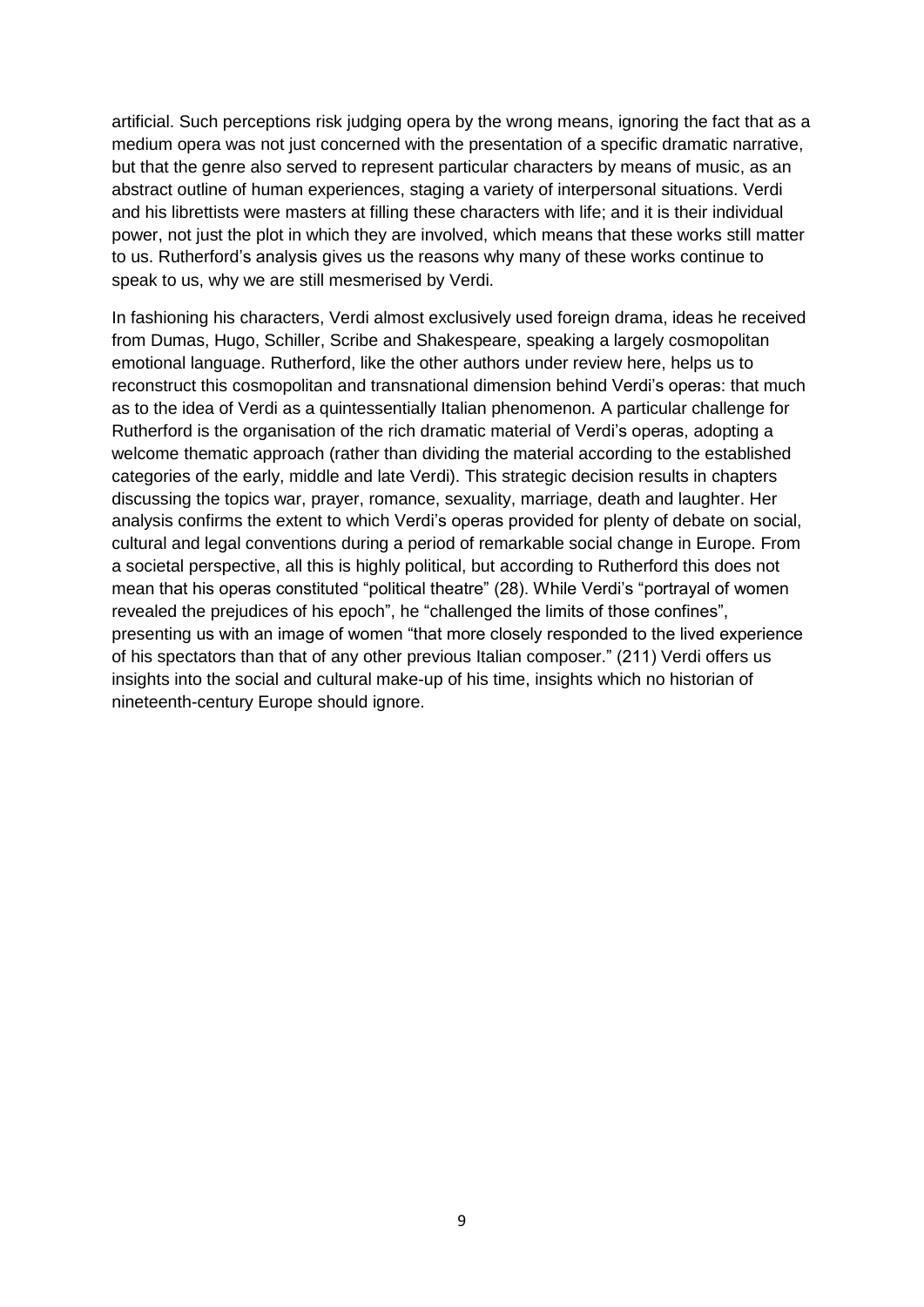artificial. Such perceptions risk judging opera by the wrong means, ignoring the fact that as a medium opera was not just concerned with the presentation of a specific dramatic narrative, but that the genre also served to represent particular characters by means of music, as an abstract outline of human experiences, staging a variety of interpersonal situations. Verdi and his librettists were masters at filling these characters with life; and it is their individual power, not just the plot in which they are involved, which means that these works still matter to us. Rutherford's analysis gives us the reasons why many of these works continue to speak to us, why we are still mesmerised by Verdi.

In fashioning his characters, Verdi almost exclusively used foreign drama, ideas he received from Dumas, Hugo, Schiller, Scribe and Shakespeare, speaking a largely cosmopolitan emotional language. Rutherford, like the other authors under review here, helps us to reconstruct this cosmopolitan and transnational dimension behind Verdi's operas: that much as to the idea of Verdi as a quintessentially Italian phenomenon. A particular challenge for Rutherford is the organisation of the rich dramatic material of Verdi's operas, adopting a welcome thematic approach (rather than dividing the material according to the established categories of the early, middle and late Verdi). This strategic decision results in chapters discussing the topics war, prayer, romance, sexuality, marriage, death and laughter. Her analysis confirms the extent to which Verdi's operas provided for plenty of debate on social, cultural and legal conventions during a period of remarkable social change in Europe. From a societal perspective, all this is highly political, but according to Rutherford this does not mean that his operas constituted "political theatre" (28). While Verdi's "portrayal of women revealed the prejudices of his epoch", he "challenged the limits of those confines", presenting us with an image of women "that more closely responded to the lived experience of his spectators than that of any other previous Italian composer." (211) Verdi offers us insights into the social and cultural make-up of his time, insights which no historian of nineteenth-century Europe should ignore.